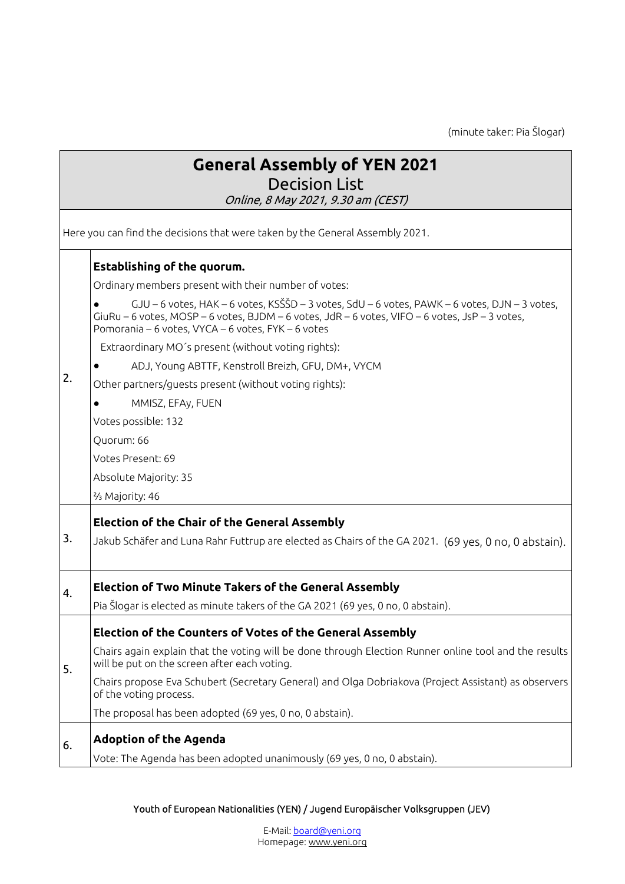(minute taker: Pia Šlogar)

# General Assembly of YEN 2021

## Decision List

*Online, 8 May 2021, 9.30 am (CEST)*

Here you can find the decisions that were taken by the General Assembly 2021.

| | |
|---|---|
| 2. | **Establishing of the quorum.**<br>Ordinary members present with their number of votes:<br>• GJU – 6 votes, HAK – 6 votes, KSŠŠD – 3 votes, SdU – 6 votes, PAWK – 6 votes, DJN – 3 votes, GiuRu – 6 votes, MOSP – 6 votes, BJDM – 6 votes, JdR – 6 votes, VIFO – 6 votes, JsP – 3 votes, Pomorania – 6 votes, VYCA – 6 votes, FYK – 6 votes<br>Extraordinary MO´s present (without voting rights):<br>• ADJ, Young ABTTF, Kenstroll Breizh, GFU, DM+, VYCM<br>Other partners/guests present (without voting rights):<br>• MMISZ, EFAy, FUEN<br>Votes possible: 132<br>Quorum: 66<br>Votes Present: 69<br>Absolute Majority: 35<br>⅔ Majority: 46 |
| 3. | **Election of the Chair of the General Assembly**<br>Jakub Schäfer and Luna Rahr Futtrup are elected as Chairs of the GA 2021. (69 yes, 0 no, 0 abstain). |
| 4. | **Election of Two Minute Takers of the General Assembly**<br>Pia Šlogar is elected as minute takers of the GA 2021 (69 yes, 0 no, 0 abstain). |
| 5. | **Election of the Counters of Votes of the General Assembly**<br>Chairs again explain that the voting will be done through Election Runner online tool and the results will be put on the screen after each voting.<br>Chairs propose Eva Schubert (Secretary General) and Olga Dobriakova (Project Assistant) as observers of the voting process.<br>The proposal has been adopted (69 yes, 0 no, 0 abstain). |
| 6. | **Adoption of the Agenda**<br>Vote: The Agenda has been adopted unanimously (69 yes, 0 no, 0 abstain). |

Youth of European Nationalities (YEN) / Jugend Europäischer Volksgruppen (JEV)

E-Mail: board@yeni.org
Homepage: www.yeni.org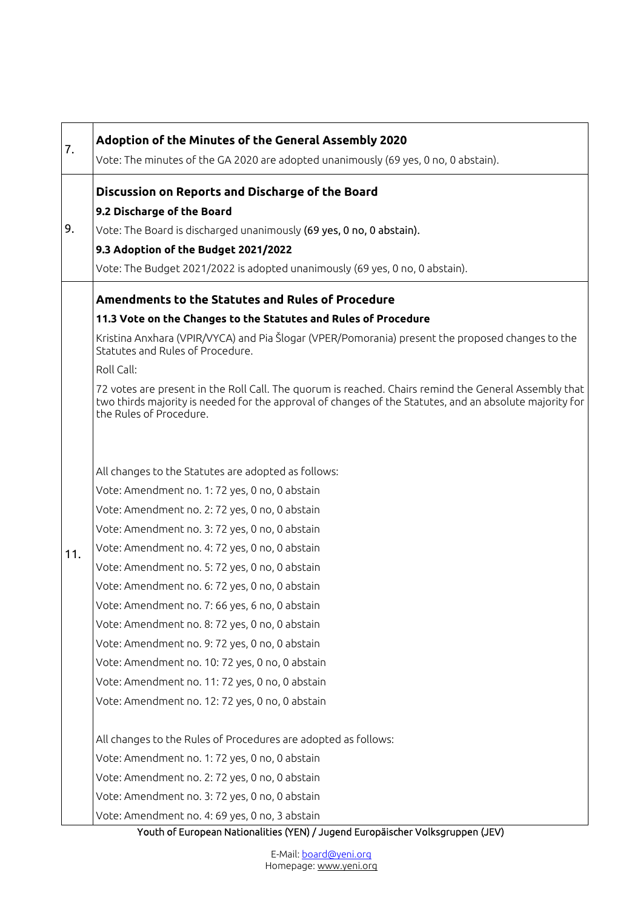| | |
|---|---|
| 7. | **Adoption of the Minutes of the General Assembly 2020**<br>Vote: The minutes of the GA 2020 are adopted unanimously (69 yes, 0 no, 0 abstain). |
| 9. | **Discussion on Reports and Discharge of the Board**<br>**9.2 Discharge of the Board**<br>Vote: The Board is discharged unanimously (69 yes, 0 no, 0 abstain).<br>**9.3 Adoption of the Budget 2021/2022**<br>Vote: The Budget 2021/2022 is adopted unanimously (69 yes, 0 no, 0 abstain). |
| 11. | **Amendments to the Statutes and Rules of Procedure**<br>**11.3 Vote on the Changes to the Statutes and Rules of Procedure**<br>Kristina Anxhara (VPIR/VYCA) and Pia Šlogar (VPER/Pomorania) present the proposed changes to the Statutes and Rules of Procedure.<br>Roll Call:<br>72 votes are present in the Roll Call. The quorum is reached. Chairs remind the General Assembly that two thirds majority is needed for the approval of changes of the Statutes, and an absolute majority for the Rules of Procedure.<br><br>All changes to the Statutes are adopted as follows:<br>Vote: Amendment no. 1: 72 yes, 0 no, 0 abstain<br>Vote: Amendment no. 2: 72 yes, 0 no, 0 abstain<br>Vote: Amendment no. 3: 72 yes, 0 no, 0 abstain<br>Vote: Amendment no. 4: 72 yes, 0 no, 0 abstain<br>Vote: Amendment no. 5: 72 yes, 0 no, 0 abstain<br>Vote: Amendment no. 6: 72 yes, 0 no, 0 abstain<br>Vote: Amendment no. 7: 66 yes, 6 no, 0 abstain<br>Vote: Amendment no. 8: 72 yes, 0 no, 0 abstain<br>Vote: Amendment no. 9: 72 yes, 0 no, 0 abstain<br>Vote: Amendment no. 10: 72 yes, 0 no, 0 abstain<br>Vote: Amendment no. 11: 72 yes, 0 no, 0 abstain<br>Vote: Amendment no. 12: 72 yes, 0 no, 0 abstain<br><br>All changes to the Rules of Procedures are adopted as follows:<br>Vote: Amendment no. 1: 72 yes, 0 no, 0 abstain<br>Vote: Amendment no. 2: 72 yes, 0 no, 0 abstain<br>Vote: Amendment no. 3: 72 yes, 0 no, 0 abstain<br>Vote: Amendment no. 4: 69 yes, 0 no, 3 abstain |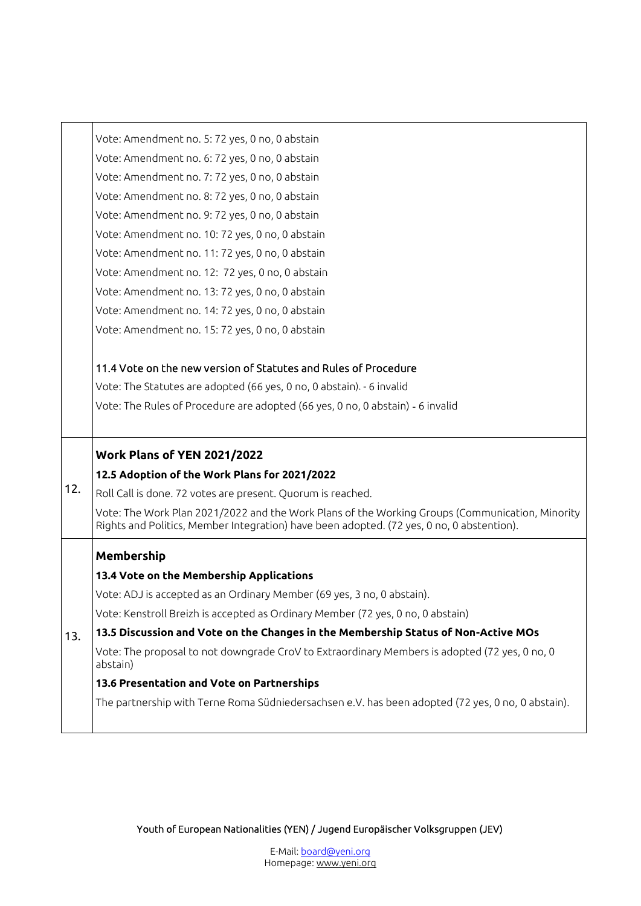| | |
|---|---|
| | Vote: Amendment no. 5: 72 yes, 0 no, 0 abstain<br>Vote: Amendment no. 6: 72 yes, 0 no, 0 abstain<br>Vote: Amendment no. 7: 72 yes, 0 no, 0 abstain<br>Vote: Amendment no. 8: 72 yes, 0 no, 0 abstain<br>Vote: Amendment no. 9: 72 yes, 0 no, 0 abstain<br>Vote: Amendment no. 10: 72 yes, 0 no, 0 abstain<br>Vote: Amendment no. 11: 72 yes, 0 no, 0 abstain<br>Vote: Amendment no. 12: 72 yes, 0 no, 0 abstain<br>Vote: Amendment no. 13: 72 yes, 0 no, 0 abstain<br>Vote: Amendment no. 14: 72 yes, 0 no, 0 abstain<br>Vote: Amendment no. 15: 72 yes, 0 no, 0 abstain<br><br>11.4 Vote on the new version of Statutes and Rules of Procedure<br>Vote: The Statutes are adopted (66 yes, 0 no, 0 abstain). - 6 invalid<br>Vote: The Rules of Procedure are adopted (66 yes, 0 no, 0 abstain) - 6 invalid |
| 12. | **Work Plans of YEN 2021/2022**<br>**12.5 Adoption of the Work Plans for 2021/2022**<br>Roll Call is done. 72 votes are present. Quorum is reached.<br>Vote: The Work Plan 2021/2022 and the Work Plans of the Working Groups (Communication, Minority Rights and Politics, Member Integration) have been adopted. (72 yes, 0 no, 0 abstention). |
| 13. | **Membership**<br>**13.4 Vote on the Membership Applications**<br>Vote: ADJ is accepted as an Ordinary Member (69 yes, 3 no, 0 abstain).<br>Vote: Kenstroll Breizh is accepted as Ordinary Member (72 yes, 0 no, 0 abstain)<br>**13.5 Discussion and Vote on the Changes in the Membership Status of Non-Active MOs**<br>Vote: The proposal to not downgrade CroV to Extraordinary Members is adopted (72 yes, 0 no, 0 abstain)<br>**13.6 Presentation and Vote on Partnerships**<br>The partnership with Terne Roma Südniedersachsen e.V. has been adopted (72 yes, 0 no, 0 abstain). |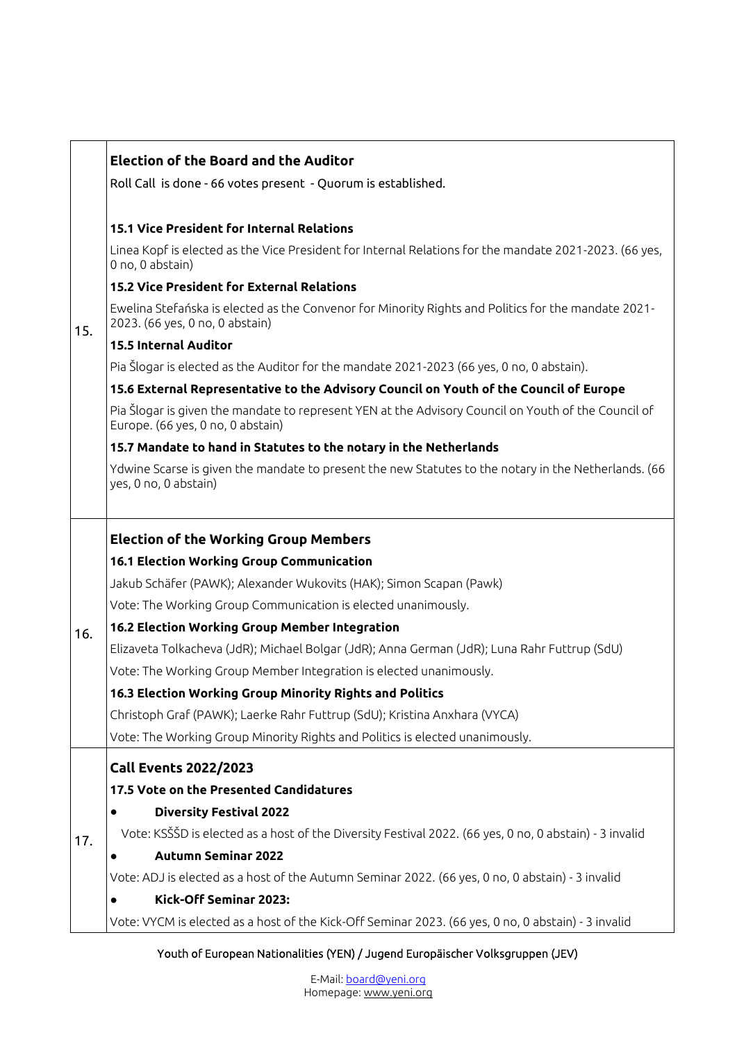| | |
|---|---|
| 15. | **Election of the Board and the Auditor**<br><br>Roll Call is done - 66 votes present - Quorum is established.<br><br>**15.1 Vice President for Internal Relations**<br><br>Linea Kopf is elected as the Vice President for Internal Relations for the mandate 2021-2023. (66 yes, 0 no, 0 abstain)<br><br>**15.2 Vice President for External Relations**<br><br>Ewelina Stefańska is elected as the Convenor for Minority Rights and Politics for the mandate 2021-2023. (66 yes, 0 no, 0 abstain)<br><br>**15.5 Internal Auditor**<br><br>Pia Šlogar is elected as the Auditor for the mandate 2021-2023 (66 yes, 0 no, 0 abstain).<br><br>**15.6 External Representative to the Advisory Council on Youth of the Council of Europe**<br><br>Pia Šlogar is given the mandate to represent YEN at the Advisory Council on Youth of the Council of Europe. (66 yes, 0 no, 0 abstain)<br><br>**15.7 Mandate to hand in Statutes to the notary in the Netherlands**<br><br>Ydwine Scarse is given the mandate to present the new Statutes to the notary in the Netherlands. (66 yes, 0 no, 0 abstain) |
| 16. | **Election of the Working Group Members**<br><br>**16.1 Election Working Group Communication**<br><br>Jakub Schäfer (PAWK); Alexander Wukovits (HAK); Simon Scapan (Pawk)<br><br>Vote: The Working Group Communication is elected unanimously.<br><br>**16.2 Election Working Group Member Integration**<br><br>Elizaveta Tolkacheva (JdR); Michael Bolgar (JdR); Anna German (JdR); Luna Rahr Futtrup (SdU)<br><br>Vote: The Working Group Member Integration is elected unanimously.<br><br>**16.3 Election Working Group Minority Rights and Politics**<br><br>Christoph Graf (PAWK); Laerke Rahr Futtrup (SdU); Kristina Anxhara (VYCA)<br><br>Vote: The Working Group Minority Rights and Politics is elected unanimously. |
| 17. | **Call Events 2022/2023**<br><br>**17.5 Vote on the Presented Candidatures**<br><br>• **Diversity Festival 2022**<br><br>Vote: KSŠŠD is elected as a host of the Diversity Festival 2022. (66 yes, 0 no, 0 abstain) - 3 invalid<br><br>• **Autumn Seminar 2022**<br><br>Vote: ADJ is elected as a host of the Autumn Seminar 2022. (66 yes, 0 no, 0 abstain) - 3 invalid<br><br>• **Kick-Off Seminar 2023:**<br><br>Vote: VYCM is elected as a host of the Kick-Off Seminar 2023. (66 yes, 0 no, 0 abstain) - 3 invalid |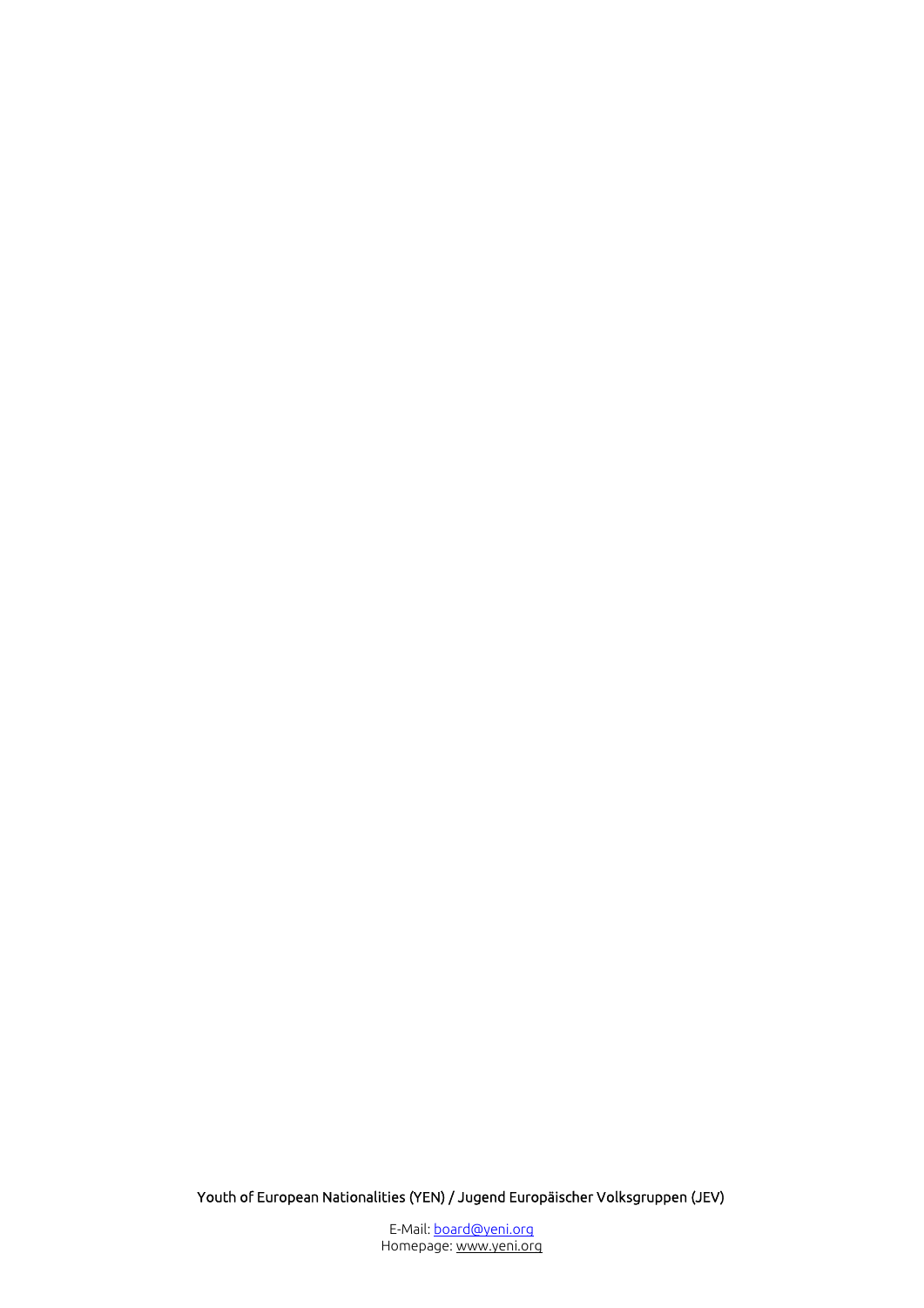Youth of European Nationalities (YEN) / Jugend Europäischer Volksgruppen (JEV)

E-Mail: [board@yeni.org](mailto:board@yeni.org)
Homepage: [www.yeni.org](http://www.yeni.org)